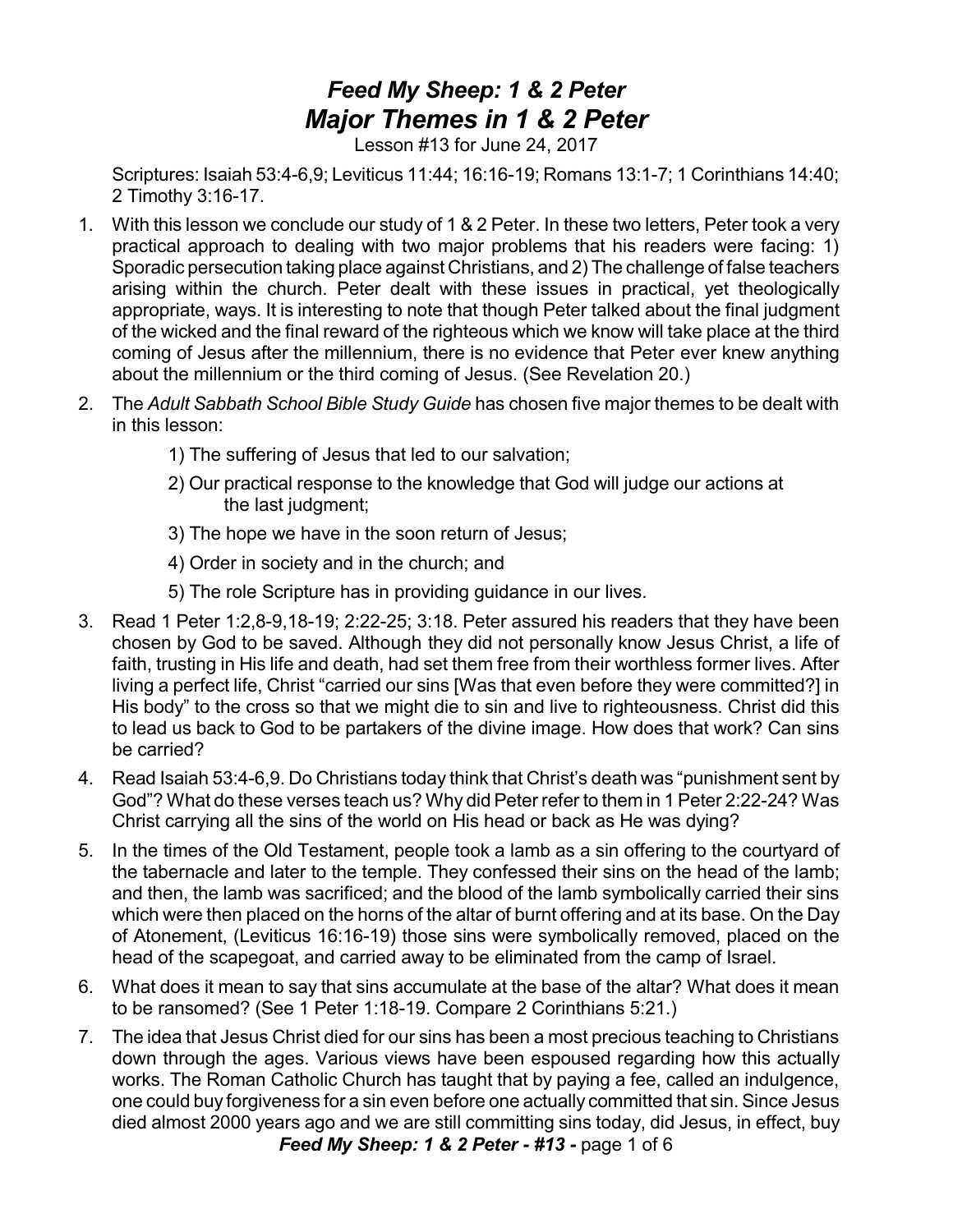# *Feed My Sheep: 1 & 2 Peter*
# *Major Themes in 1 & 2 Peter*

Lesson #13 for June 24, 2017

Scriptures: Isaiah 53:4-6,9; Leviticus 11:44; 16:16-19; Romans 13:1-7; 1 Corinthians 14:40; 2 Timothy 3:16-17.

1. With this lesson we conclude our study of 1 & 2 Peter. In these two letters, Peter took a very practical approach to dealing with two major problems that his readers were facing: 1) Sporadic persecution taking place against Christians, and 2) The challenge of false teachers arising within the church. Peter dealt with these issues in practical, yet theologically appropriate, ways. It is interesting to note that though Peter talked about the final judgment of the wicked and the final reward of the righteous which we know will take place at the third coming of Jesus after the millennium, there is no evidence that Peter ever knew anything about the millennium or the third coming of Jesus. (See Revelation 20.)

2. The *Adult Sabbath School Bible Study Guide* has chosen five major themes to be dealt with in this lesson:

   1) The suffering of Jesus that led to our salvation;

   2) Our practical response to the knowledge that God will judge our actions at the last judgment;

   3) The hope we have in the soon return of Jesus;

   4) Order in society and in the church; and

   5) The role Scripture has in providing guidance in our lives.

3. Read 1 Peter 1:2,8-9,18-19; 2:22-25; 3:18. Peter assured his readers that they have been chosen by God to be saved. Although they did not personally know Jesus Christ, a life of faith, trusting in His life and death, had set them free from their worthless former lives. After living a perfect life, Christ "carried our sins [Was that even before they were committed?] in His body" to the cross so that we might die to sin and live to righteousness. Christ did this to lead us back to God to be partakers of the divine image. How does that work? Can sins be carried?

4. Read Isaiah 53:4-6,9. Do Christians today think that Christ's death was "punishment sent by God"? What do these verses teach us? Why did Peter refer to them in 1 Peter 2:22-24? Was Christ carrying all the sins of the world on His head or back as He was dying?

5. In the times of the Old Testament, people took a lamb as a sin offering to the courtyard of the tabernacle and later to the temple. They confessed their sins on the head of the lamb; and then, the lamb was sacrificed; and the blood of the lamb symbolically carried their sins which were then placed on the horns of the altar of burnt offering and at its base. On the Day of Atonement, (Leviticus 16:16-19) those sins were symbolically removed, placed on the head of the scapegoat, and carried away to be eliminated from the camp of Israel.

6. What does it mean to say that sins accumulate at the base of the altar? What does it mean to be ransomed? (See 1 Peter 1:18-19. Compare 2 Corinthians 5:21.)

7. The idea that Jesus Christ died for our sins has been a most precious teaching to Christians down through the ages. Various views have been espoused regarding how this actually works. The Roman Catholic Church has taught that by paying a fee, called an indulgence, one could buy forgiveness for a sin even before one actually committed that sin. Since Jesus died almost 2000 years ago and we are still committing sins today, did Jesus, in effect, buy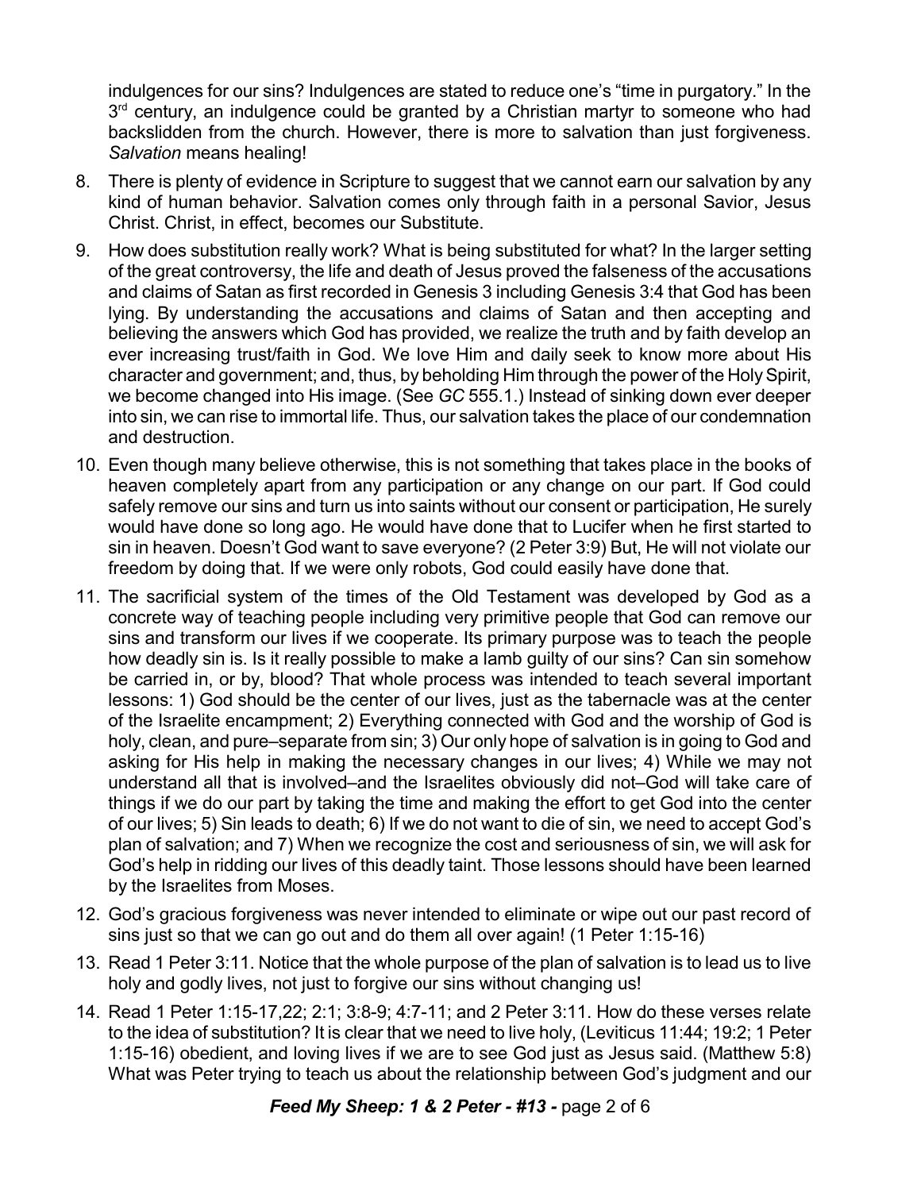indulgences for our sins? Indulgences are stated to reduce one's "time in purgatory." In the 3rd century, an indulgence could be granted by a Christian martyr to someone who had backslidden from the church. However, there is more to salvation than just forgiveness. *Salvation* means healing!

8. There is plenty of evidence in Scripture to suggest that we cannot earn our salvation by any kind of human behavior. Salvation comes only through faith in a personal Savior, Jesus Christ. Christ, in effect, becomes our Substitute.

9. How does substitution really work? What is being substituted for what? In the larger setting of the great controversy, the life and death of Jesus proved the falseness of the accusations and claims of Satan as first recorded in Genesis 3 including Genesis 3:4 that God has been lying. By understanding the accusations and claims of Satan and then accepting and believing the answers which God has provided, we realize the truth and by faith develop an ever increasing trust/faith in God. We love Him and daily seek to know more about His character and government; and, thus, by beholding Him through the power of the Holy Spirit, we become changed into His image. (See *GC* 555.1.) Instead of sinking down ever deeper into sin, we can rise to immortal life. Thus, our salvation takes the place of our condemnation and destruction.

10. Even though many believe otherwise, this is not something that takes place in the books of heaven completely apart from any participation or any change on our part. If God could safely remove our sins and turn us into saints without our consent or participation, He surely would have done so long ago. He would have done that to Lucifer when he first started to sin in heaven. Doesn't God want to save everyone? (2 Peter 3:9) But, He will not violate our freedom by doing that. If we were only robots, God could easily have done that.

11. The sacrificial system of the times of the Old Testament was developed by God as a concrete way of teaching people including very primitive people that God can remove our sins and transform our lives if we cooperate. Its primary purpose was to teach the people how deadly sin is. Is it really possible to make a lamb guilty of our sins? Can sin somehow be carried in, or by, blood? That whole process was intended to teach several important lessons: 1) God should be the center of our lives, just as the tabernacle was at the center of the Israelite encampment; 2) Everything connected with God and the worship of God is holy, clean, and pure–separate from sin; 3) Our only hope of salvation is in going to God and asking for His help in making the necessary changes in our lives; 4) While we may not understand all that is involved–and the Israelites obviously did not–God will take care of things if we do our part by taking the time and making the effort to get God into the center of our lives; 5) Sin leads to death; 6) If we do not want to die of sin, we need to accept God's plan of salvation; and 7) When we recognize the cost and seriousness of sin, we will ask for God's help in ridding our lives of this deadly taint. Those lessons should have been learned by the Israelites from Moses.

12. God's gracious forgiveness was never intended to eliminate or wipe out our past record of sins just so that we can go out and do them all over again! (1 Peter 1:15-16)

13. Read 1 Peter 3:11. Notice that the whole purpose of the plan of salvation is to lead us to live holy and godly lives, not just to forgive our sins without changing us!

14. Read 1 Peter 1:15-17,22; 2:1; 3:8-9; 4:7-11; and 2 Peter 3:11. How do these verses relate to the idea of substitution? It is clear that we need to live holy, (Leviticus 11:44; 19:2; 1 Peter 1:15-16) obedient, and loving lives if we are to see God just as Jesus said. (Matthew 5:8) What was Peter trying to teach us about the relationship between God's judgment and our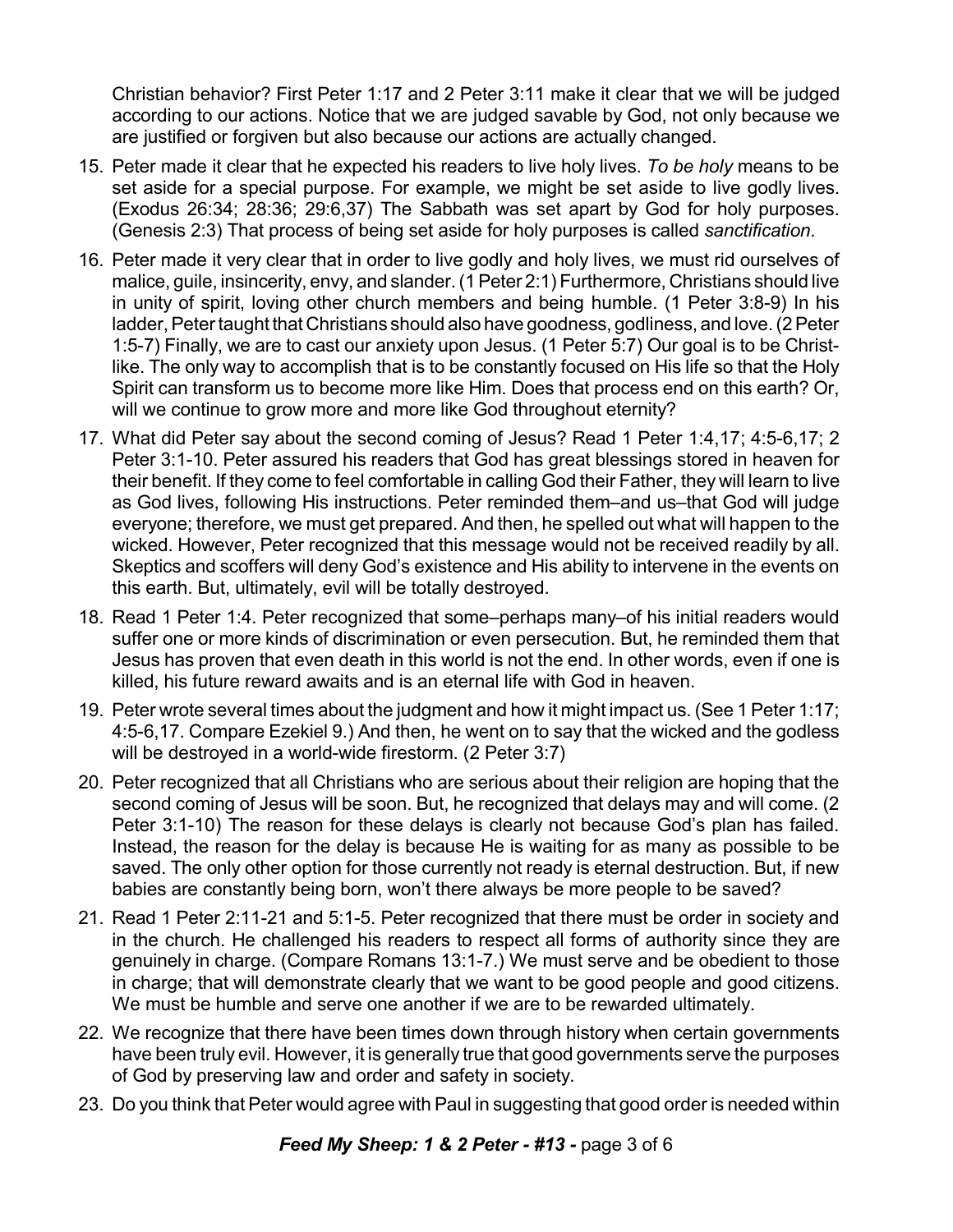Christian behavior? First Peter 1:17 and 2 Peter 3:11 make it clear that we will be judged according to our actions. Notice that we are judged savable by God, not only because we are justified or forgiven but also because our actions are actually changed.

15. Peter made it clear that he expected his readers to live holy lives. *To be holy* means to be set aside for a special purpose. For example, we might be set aside to live godly lives. (Exodus 26:34; 28:36; 29:6,37) The Sabbath was set apart by God for holy purposes. (Genesis 2:3) That process of being set aside for holy purposes is called *sanctification*.
16. Peter made it very clear that in order to live godly and holy lives, we must rid ourselves of malice, guile, insincerity, envy, and slander. (1 Peter 2:1) Furthermore, Christians should live in unity of spirit, loving other church members and being humble. (1 Peter 3:8-9) In his ladder, Peter taught that Christians should also have goodness, godliness, and love. (2 Peter 1:5-7) Finally, we are to cast our anxiety upon Jesus. (1 Peter 5:7) Our goal is to be Christ-like. The only way to accomplish that is to be constantly focused on His life so that the Holy Spirit can transform us to become more like Him. Does that process end on this earth? Or, will we continue to grow more and more like God throughout eternity?
17. What did Peter say about the second coming of Jesus? Read 1 Peter 1:4,17; 4:5-6,17; 2 Peter 3:1-10. Peter assured his readers that God has great blessings stored in heaven for their benefit. If they come to feel comfortable in calling God their Father, they will learn to live as God lives, following His instructions. Peter reminded them–and us–that God will judge everyone; therefore, we must get prepared. And then, he spelled out what will happen to the wicked. However, Peter recognized that this message would not be received readily by all. Skeptics and scoffers will deny God's existence and His ability to intervene in the events on this earth. But, ultimately, evil will be totally destroyed.
18. Read 1 Peter 1:4. Peter recognized that some–perhaps many–of his initial readers would suffer one or more kinds of discrimination or even persecution. But, he reminded them that Jesus has proven that even death in this world is not the end. In other words, even if one is killed, his future reward awaits and is an eternal life with God in heaven.
19. Peter wrote several times about the judgment and how it might impact us. (See 1 Peter 1:17; 4:5-6,17. Compare Ezekiel 9.) And then, he went on to say that the wicked and the godless will be destroyed in a world-wide firestorm. (2 Peter 3:7)
20. Peter recognized that all Christians who are serious about their religion are hoping that the second coming of Jesus will be soon. But, he recognized that delays may and will come. (2 Peter 3:1-10) The reason for these delays is clearly not because God's plan has failed. Instead, the reason for the delay is because He is waiting for as many as possible to be saved. The only other option for those currently not ready is eternal destruction. But, if new babies are constantly being born, won't there always be more people to be saved?
21. Read 1 Peter 2:11-21 and 5:1-5. Peter recognized that there must be order in society and in the church. He challenged his readers to respect all forms of authority since they are genuinely in charge. (Compare Romans 13:1-7.) We must serve and be obedient to those in charge; that will demonstrate clearly that we want to be good people and good citizens. We must be humble and serve one another if we are to be rewarded ultimately.
22. We recognize that there have been times down through history when certain governments have been truly evil. However, it is generally true that good governments serve the purposes of God by preserving law and order and safety in society.
23. Do you think that Peter would agree with Paul in suggesting that good order is needed within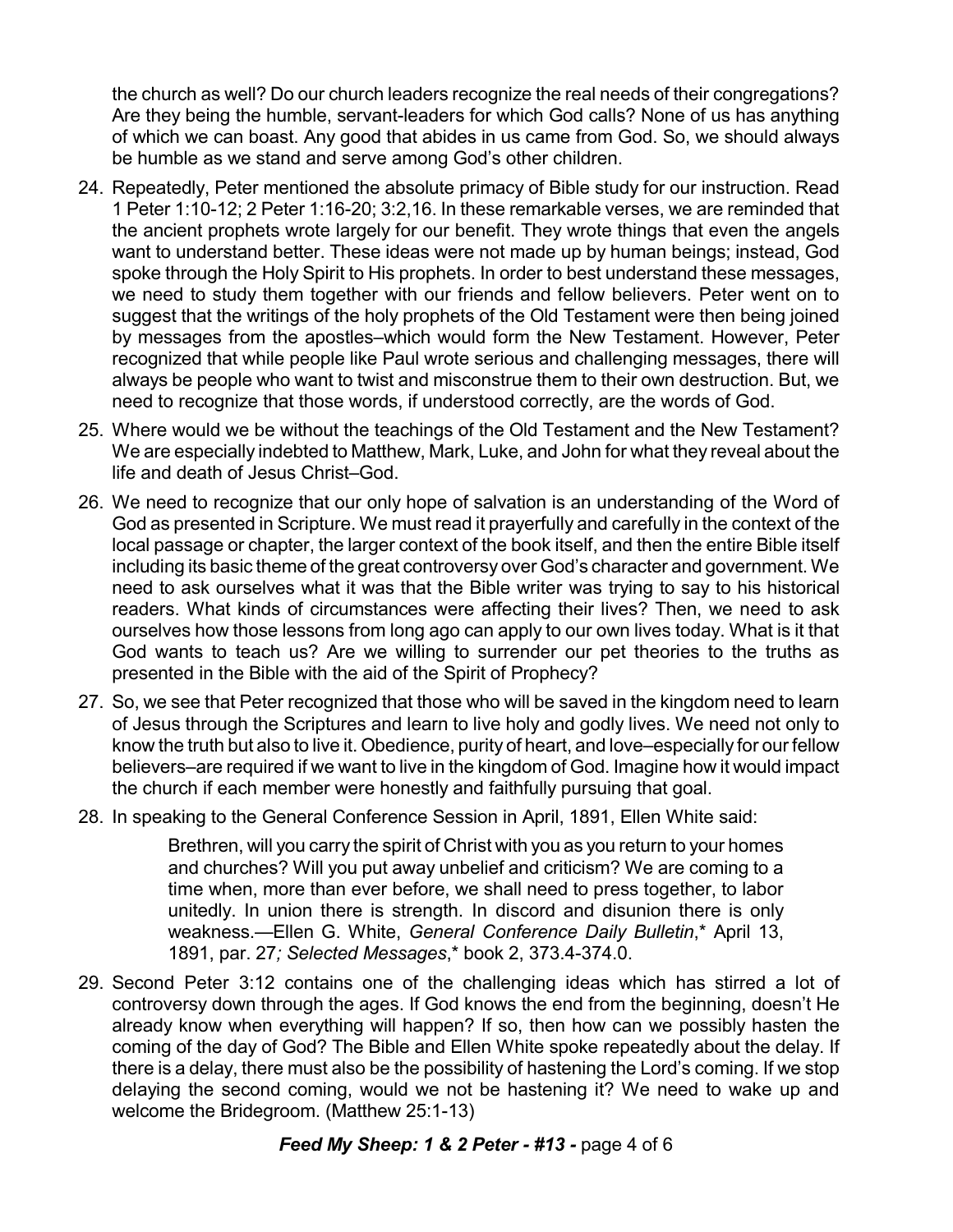the church as well? Do our church leaders recognize the real needs of their congregations? Are they being the humble, servant-leaders for which God calls? None of us has anything of which we can boast. Any good that abides in us came from God. So, we should always be humble as we stand and serve among God's other children.

24. Repeatedly, Peter mentioned the absolute primacy of Bible study for our instruction. Read 1 Peter 1:10-12; 2 Peter 1:16-20; 3:2,16. In these remarkable verses, we are reminded that the ancient prophets wrote largely for our benefit. They wrote things that even the angels want to understand better. These ideas were not made up by human beings; instead, God spoke through the Holy Spirit to His prophets. In order to best understand these messages, we need to study them together with our friends and fellow believers. Peter went on to suggest that the writings of the holy prophets of the Old Testament were then being joined by messages from the apostles–which would form the New Testament. However, Peter recognized that while people like Paul wrote serious and challenging messages, there will always be people who want to twist and misconstrue them to their own destruction. But, we need to recognize that those words, if understood correctly, are the words of God.

25. Where would we be without the teachings of the Old Testament and the New Testament? We are especially indebted to Matthew, Mark, Luke, and John for what they reveal about the life and death of Jesus Christ–God.

26. We need to recognize that our only hope of salvation is an understanding of the Word of God as presented in Scripture. We must read it prayerfully and carefully in the context of the local passage or chapter, the larger context of the book itself, and then the entire Bible itself including its basic theme of the great controversy over God's character and government. We need to ask ourselves what it was that the Bible writer was trying to say to his historical readers. What kinds of circumstances were affecting their lives? Then, we need to ask ourselves how those lessons from long ago can apply to our own lives today. What is it that God wants to teach us? Are we willing to surrender our pet theories to the truths as presented in the Bible with the aid of the Spirit of Prophecy?

27. So, we see that Peter recognized that those who will be saved in the kingdom need to learn of Jesus through the Scriptures and learn to live holy and godly lives. We need not only to know the truth but also to live it. Obedience, purity of heart, and love–especially for our fellow believers–are required if we want to live in the kingdom of God. Imagine how it would impact the church if each member were honestly and faithfully pursuing that goal.

28. In speaking to the General Conference Session in April, 1891, Ellen White said:

    > Brethren, will you carry the spirit of Christ with you as you return to your homes and churches? Will you put away unbelief and criticism? We are coming to a time when, more than ever before, we shall need to press together, to labor unitedly. In union there is strength. In discord and disunion there is only weakness.—Ellen G. White, *General Conference Daily Bulletin*,* April 13, 1891, par. 27*; Selected Messages*,* book 2, 373.4-374.0.

29. Second Peter 3:12 contains one of the challenging ideas which has stirred a lot of controversy down through the ages. If God knows the end from the beginning, doesn't He already know when everything will happen? If so, then how can we possibly hasten the coming of the day of God? The Bible and Ellen White spoke repeatedly about the delay. If there is a delay, there must also be the possibility of hastening the Lord's coming. If we stop delaying the second coming, would we not be hastening it? We need to wake up and welcome the Bridegroom. (Matthew 25:1-13)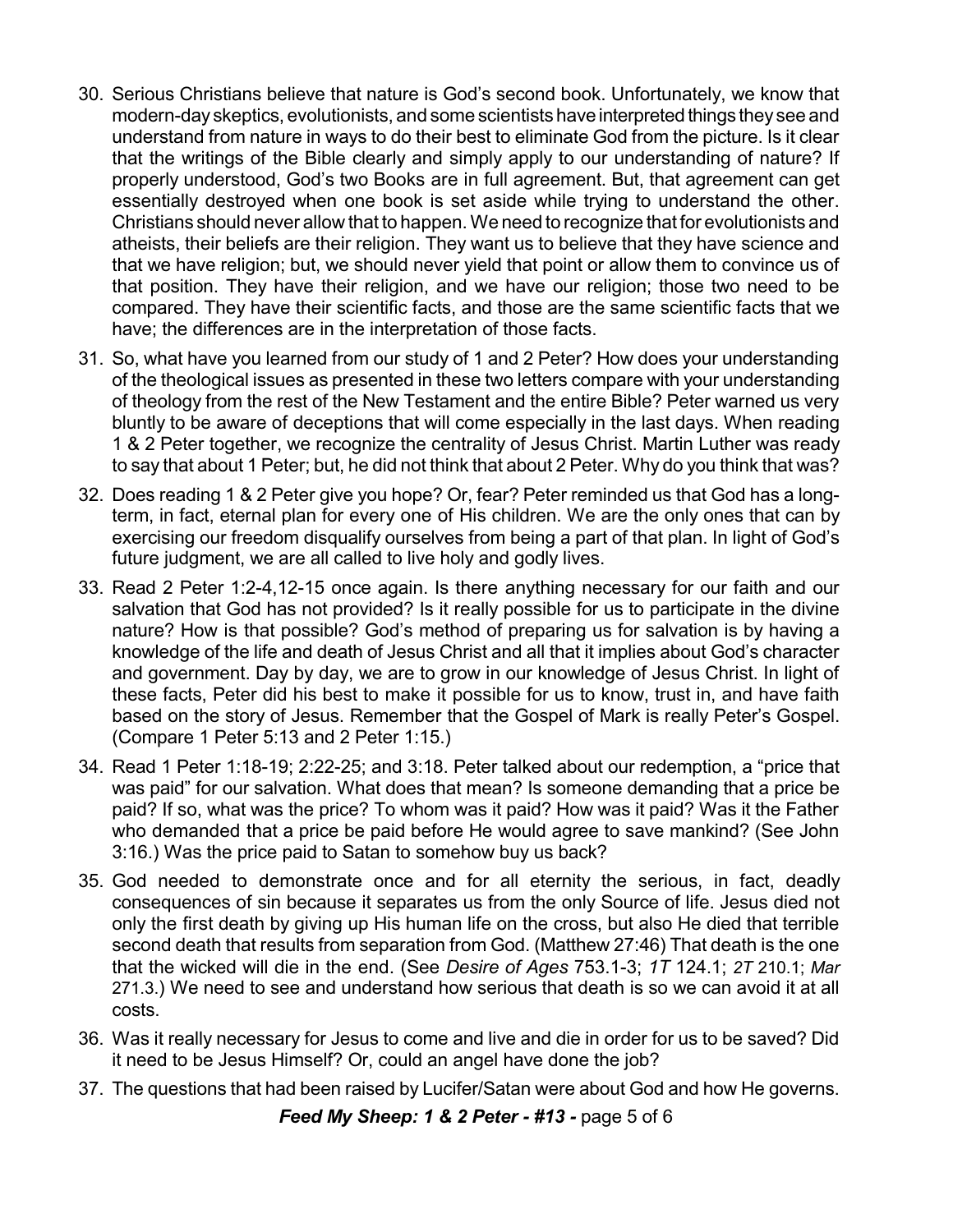30. Serious Christians believe that nature is God's second book. Unfortunately, we know that modern-day skeptics, evolutionists, and some scientists have interpreted things they see and understand from nature in ways to do their best to eliminate God from the picture. Is it clear that the writings of the Bible clearly and simply apply to our understanding of nature? If properly understood, God's two Books are in full agreement. But, that agreement can get essentially destroyed when one book is set aside while trying to understand the other. Christians should never allow that to happen. We need to recognize that for evolutionists and atheists, their beliefs are their religion. They want us to believe that they have science and that we have religion; but, we should never yield that point or allow them to convince us of that position. They have their religion, and we have our religion; those two need to be compared. They have their scientific facts, and those are the same scientific facts that we have; the differences are in the interpretation of those facts.

31. So, what have you learned from our study of 1 and 2 Peter? How does your understanding of the theological issues as presented in these two letters compare with your understanding of theology from the rest of the New Testament and the entire Bible? Peter warned us very bluntly to be aware of deceptions that will come especially in the last days. When reading 1 & 2 Peter together, we recognize the centrality of Jesus Christ. Martin Luther was ready to say that about 1 Peter; but, he did not think that about 2 Peter. Why do you think that was?

32. Does reading 1 & 2 Peter give you hope? Or, fear? Peter reminded us that God has a long-term, in fact, eternal plan for every one of His children. We are the only ones that can by exercising our freedom disqualify ourselves from being a part of that plan. In light of God's future judgment, we are all called to live holy and godly lives.

33. Read 2 Peter 1:2-4,12-15 once again. Is there anything necessary for our faith and our salvation that God has not provided? Is it really possible for us to participate in the divine nature? How is that possible? God's method of preparing us for salvation is by having a knowledge of the life and death of Jesus Christ and all that it implies about God's character and government. Day by day, we are to grow in our knowledge of Jesus Christ. In light of these facts, Peter did his best to make it possible for us to know, trust in, and have faith based on the story of Jesus. Remember that the Gospel of Mark is really Peter's Gospel. (Compare 1 Peter 5:13 and 2 Peter 1:15.)

34. Read 1 Peter 1:18-19; 2:22-25; and 3:18. Peter talked about our redemption, a "price that was paid" for our salvation. What does that mean? Is someone demanding that a price be paid? If so, what was the price? To whom was it paid? How was it paid? Was it the Father who demanded that a price be paid before He would agree to save mankind? (See John 3:16.) Was the price paid to Satan to somehow buy us back?

35. God needed to demonstrate once and for all eternity the serious, in fact, deadly consequences of sin because it separates us from the only Source of life. Jesus died not only the first death by giving up His human life on the cross, but also He died that terrible second death that results from separation from God. (Matthew 27:46) That death is the one that the wicked will die in the end. (See *Desire of Ages* 753.1-3; *1T* 124.1; *2T* 210.1; *Mar* 271.3.) We need to see and understand how serious that death is so we can avoid it at all costs.

36. Was it really necessary for Jesus to come and live and die in order for us to be saved? Did it need to be Jesus Himself? Or, could an angel have done the job?

37. The questions that had been raised by Lucifer/Satan were about God and how He governs.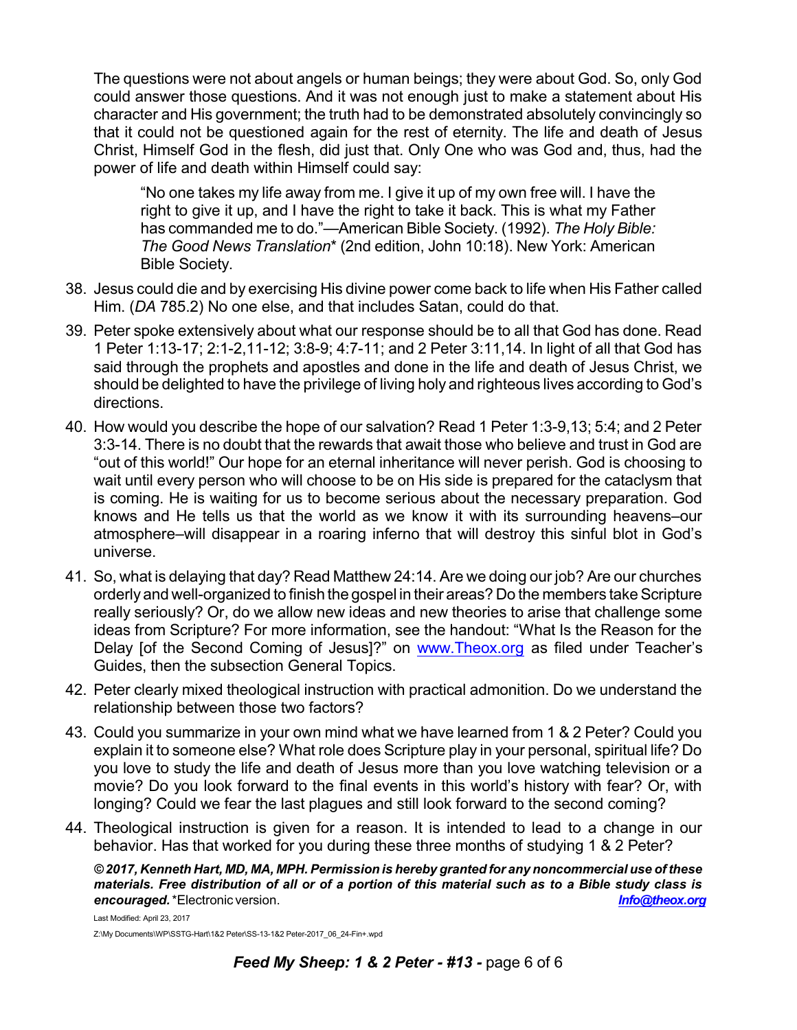The questions were not about angels or human beings; they were about God. So, only God could answer those questions. And it was not enough just to make a statement about His character and His government; the truth had to be demonstrated absolutely convincingly so that it could not be questioned again for the rest of eternity. The life and death of Jesus Christ, Himself God in the flesh, did just that. Only One who was God and, thus, had the power of life and death within Himself could say:

> "No one takes my life away from me. I give it up of my own free will. I have the right to give it up, and I have the right to take it back. This is what my Father has commanded me to do."—American Bible Society. (1992). *The Holy Bible: The Good News Translation** (2nd edition, John 10:18). New York: American Bible Society.

38. Jesus could die and by exercising His divine power come back to life when His Father called Him. (*DA* 785.2) No one else, and that includes Satan, could do that.

39. Peter spoke extensively about what our response should be to all that God has done. Read 1 Peter 1:13-17; 2:1-2,11-12; 3:8-9; 4:7-11; and 2 Peter 3:11,14. In light of all that God has said through the prophets and apostles and done in the life and death of Jesus Christ, we should be delighted to have the privilege of living holy and righteous lives according to God's directions.

40. How would you describe the hope of our salvation? Read 1 Peter 1:3-9,13; 5:4; and 2 Peter 3:3-14. There is no doubt that the rewards that await those who believe and trust in God are "out of this world!" Our hope for an eternal inheritance will never perish. God is choosing to wait until every person who will choose to be on His side is prepared for the cataclysm that is coming. He is waiting for us to become serious about the necessary preparation. God knows and He tells us that the world as we know it with its surrounding heavens–our atmosphere–will disappear in a roaring inferno that will destroy this sinful blot in God's universe.

41. So, what is delaying that day? Read Matthew 24:14. Are we doing our job? Are our churches orderly and well-organized to finish the gospel in their areas? Do the members take Scripture really seriously? Or, do we allow new ideas and new theories to arise that challenge some ideas from Scripture? For more information, see the handout: "What Is the Reason for the Delay [of the Second Coming of Jesus]?" on [www.Theox.org](http://www.Theox.org) as filed under Teacher's Guides, then the subsection General Topics.

42. Peter clearly mixed theological instruction with practical admonition. Do we understand the relationship between those two factors?

43. Could you summarize in your own mind what we have learned from 1 & 2 Peter? Could you explain it to someone else? What role does Scripture play in your personal, spiritual life? Do you love to study the life and death of Jesus more than you love watching television or a movie? Do you look forward to the final events in this world's history with fear? Or, with longing? Could we fear the last plagues and still look forward to the second coming?

44. Theological instruction is given for a reason. It is intended to lead to a change in our behavior. Has that worked for you during these three months of studying 1 & 2 Peter?

***© 2017, Kenneth Hart, MD, MA, MPH. Permission is hereby granted for any noncommercial use of these materials. Free distribution of all or of a portion of this material such as to a Bible study class is encouraged.*** *Electronic version. ***Info@theox.org***

Last Modified: April 23, 2017

Z:\My Documents\WP\SSTG-Hart\1&2 Peter\SS-13-1&2 Peter-2017_06_24-Fin+.wpd